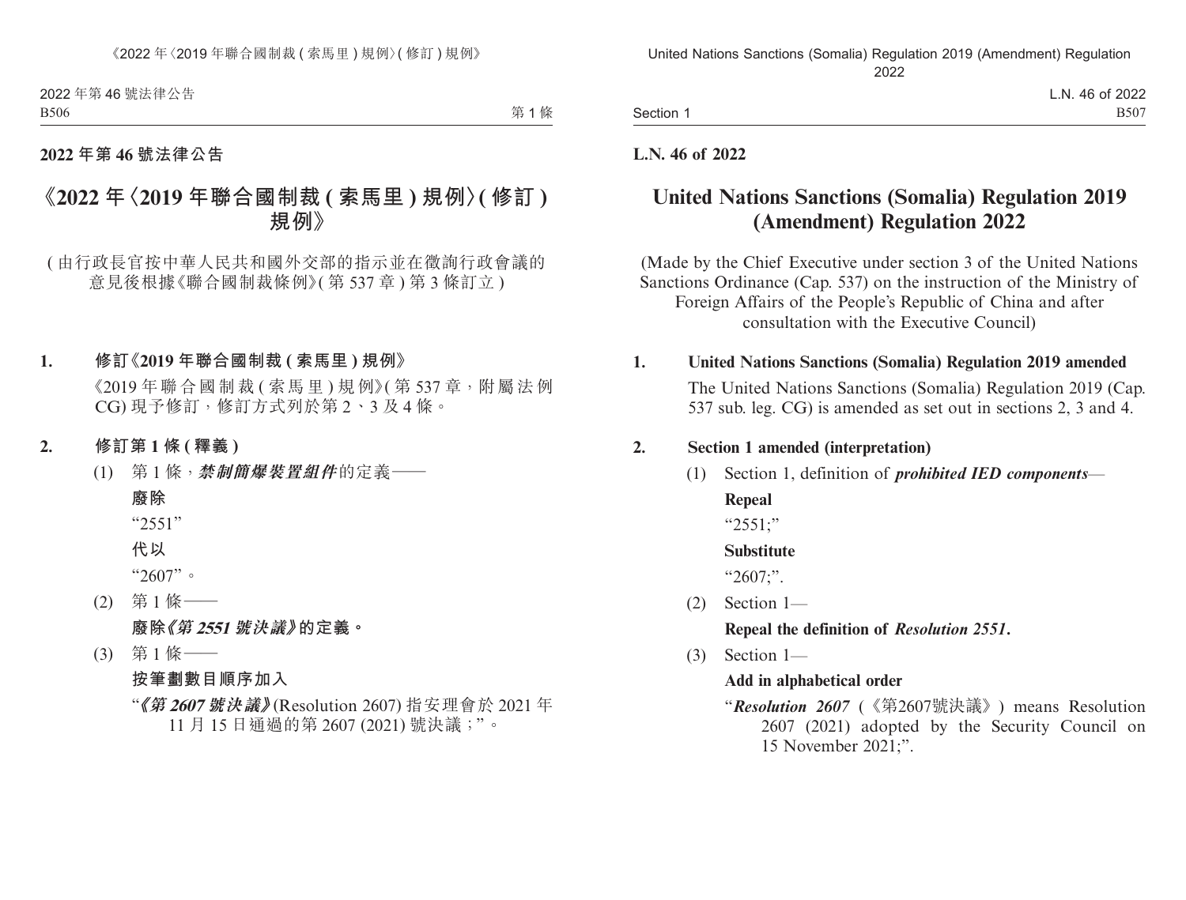**2022 年第 46 號法律公告**

# 《2022 年〈2019 年聯合國制裁 ( 索馬里 ) 規例〉( 修訂 ) 規例》

( 由行政長官按中華人民共和國外交部的指示並在徵詢行政會議的意見後根據《聯合國制裁條例》( 第 537 章 ) 第 3 條訂立 )

**1. 修訂《2019 年聯合國制裁 ( 索馬里 ) 規例》**

《2019 年聯合國制裁 ( 索馬里 ) 規例》( 第 537 章，附屬法例 CG) 現予修訂，修訂方式列於第 2、3 及 4 條。

**2. 修訂第 1 條 ( 釋義 )**

(1) 第 1 條，***禁制簡爆裝置組件***的定義——

**廢除**

“2551”

**代以**

“2607”。

(2) 第 1 條——

**廢除*《第 2551 號決議》*的定義。**

(3) 第 1 條——

**按筆劃數目順序加入**

“***《第 2607 號決議》***(Resolution 2607) 指安理會於 2021 年 11 月 15 日通過的第 2607 (2021) 號決議；”。

**L.N. 46 of 2022**

# United Nations Sanctions (Somalia) Regulation 2019 (Amendment) Regulation 2022

(Made by the Chief Executive under section 3 of the United Nations Sanctions Ordinance (Cap. 537) on the instruction of the Ministry of Foreign Affairs of the People's Republic of China and after consultation with the Executive Council)

**1. United Nations Sanctions (Somalia) Regulation 2019 amended**

The United Nations Sanctions (Somalia) Regulation 2019 (Cap. 537 sub. leg. CG) is amended as set out in sections 2, 3 and 4.

**2. Section 1 amended (interpretation)**

(1) Section 1, definition of ***prohibited IED components***—

**Repeal**

“2551;”

**Substitute**

“2607;”.

(2) Section 1—

**Repeal the definition of *Resolution 2551*.**

(3) Section 1—

**Add in alphabetical order**

“***Resolution 2607*** (《第2607號決議》) means Resolution 2607 (2021) adopted by the Security Council on 15 November 2021;”.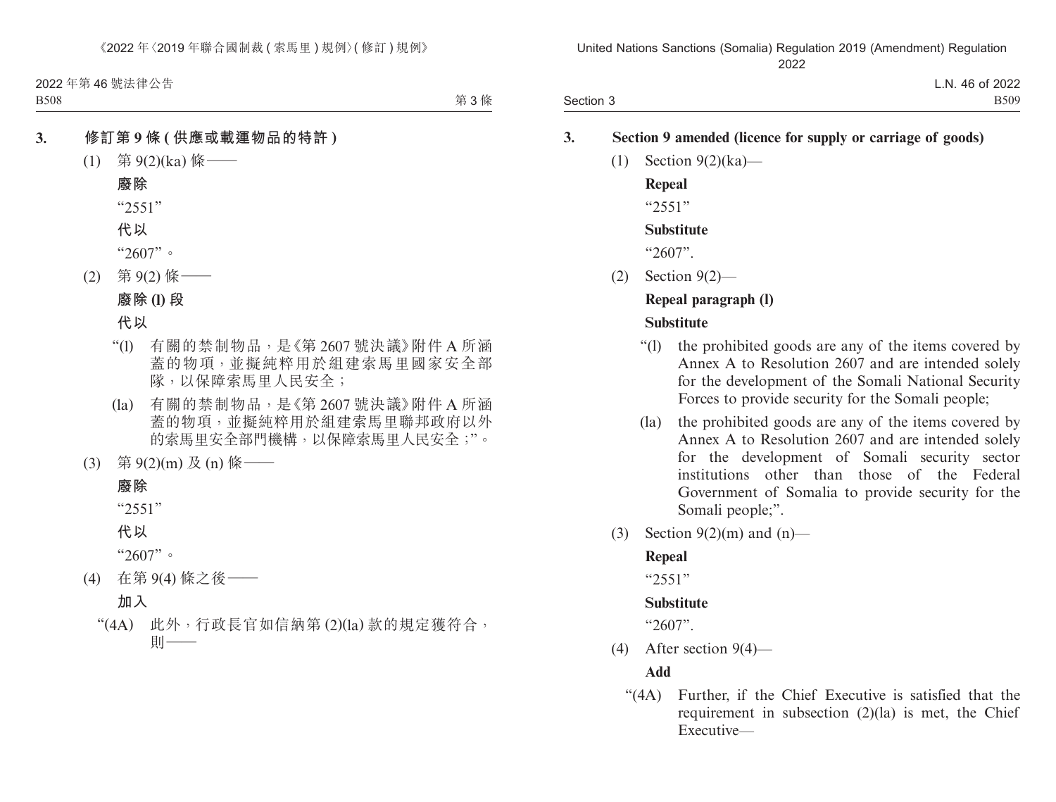### 3. 修訂第 9 條 (供應或載運物品的特許)

(1) 第 9(2)(ka) 條——

**廢除**

“2551”

**代以**

“2607”。

(2) 第 9(2) 條——

**廢除 (l) 段**

**代以**

“(l) 有關的禁制物品，是《第 2607 號決議》附件 A 所涵蓋的物項，並擬純粹用於組建索馬里國家安全部隊，以保障索馬里人民安全；

(la) 有關的禁制物品，是《第 2607 號決議》附件 A 所涵蓋的物項，並擬純粹用於組建索馬里聯邦政府以外的索馬里安全部門機構，以保障索馬里人民安全；”。

(3) 第 9(2)(m) 及 (n) 條——

**廢除**

“2551”

**代以**

“2607”。

(4) 在第 9(4) 條之後——

**加入**

“(4A) 此外，行政長官如信納第 (2)(la) 款的規定獲符合，則——

### 3. Section 9 amended (licence for supply or carriage of goods)

(1) Section 9(2)(ka)—

**Repeal**

“2551”

**Substitute**

“2607”.

(2) Section 9(2)—

**Repeal paragraph (l)**

**Substitute**

“(l) the prohibited goods are any of the items covered by Annex A to Resolution 2607 and are intended solely for the development of the Somali National Security Forces to provide security for the Somali people;

(la) the prohibited goods are any of the items covered by Annex A to Resolution 2607 and are intended solely for the development of Somali security sector institutions other than those of the Federal Government of Somalia to provide security for the Somali people;”.

(3) Section 9(2)(m) and (n)—

**Repeal**

“2551”

**Substitute**

“2607”.

(4) After section 9(4)—

**Add**

“(4A) Further, if the Chief Executive is satisfied that the requirement in subsection (2)(la) is met, the Chief Executive—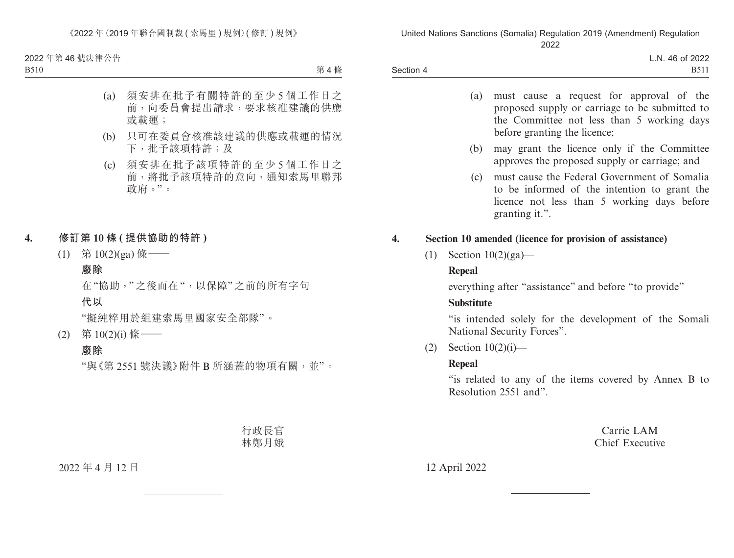(a) 須安排在批予有關特許的至少 5 個工作日之前，向委員會提出請求，要求核准建議的供應或載運；

(b) 只可在委員會核准該建議的供應或載運的情況下，批予該項特許；及

(c) 須安排在批予該項特許的至少 5 個工作日之前，將批予該項特許的意向，通知索馬里聯邦政府。”。

## 4. 修訂第 10 條 (提供協助的特許)

(1) 第 10(2)(ga) 條——

**廢除**

在“協助，”之後而在“，以保障”之前的所有字句

**代以**

“擬純粹用於組建索馬里國家安全部隊”。

(2) 第 10(2)(i) 條——

**廢除**

“與《第 2551 號決議》附件 B 所涵蓋的物項有關，並”。

行政長官
林鄭月娥

2022 年 4 月 12 日

---

(a) must cause a request for approval of the proposed supply or carriage to be submitted to the Committee not less than 5 working days before granting the licence;

(b) may grant the licence only if the Committee approves the proposed supply or carriage; and

(c) must cause the Federal Government of Somalia to be informed of the intention to grant the licence not less than 5 working days before granting it.”.

## 4. Section 10 amended (licence for provision of assistance)

(1) Section 10(2)(ga)—

**Repeal**

everything after “assistance” and before “to provide”

**Substitute**

“is intended solely for the development of the Somali National Security Forces”.

(2) Section 10(2)(i)—

**Repeal**

“is related to any of the items covered by Annex B to Resolution 2551 and”.

Carrie LAM
Chief Executive

12 April 2022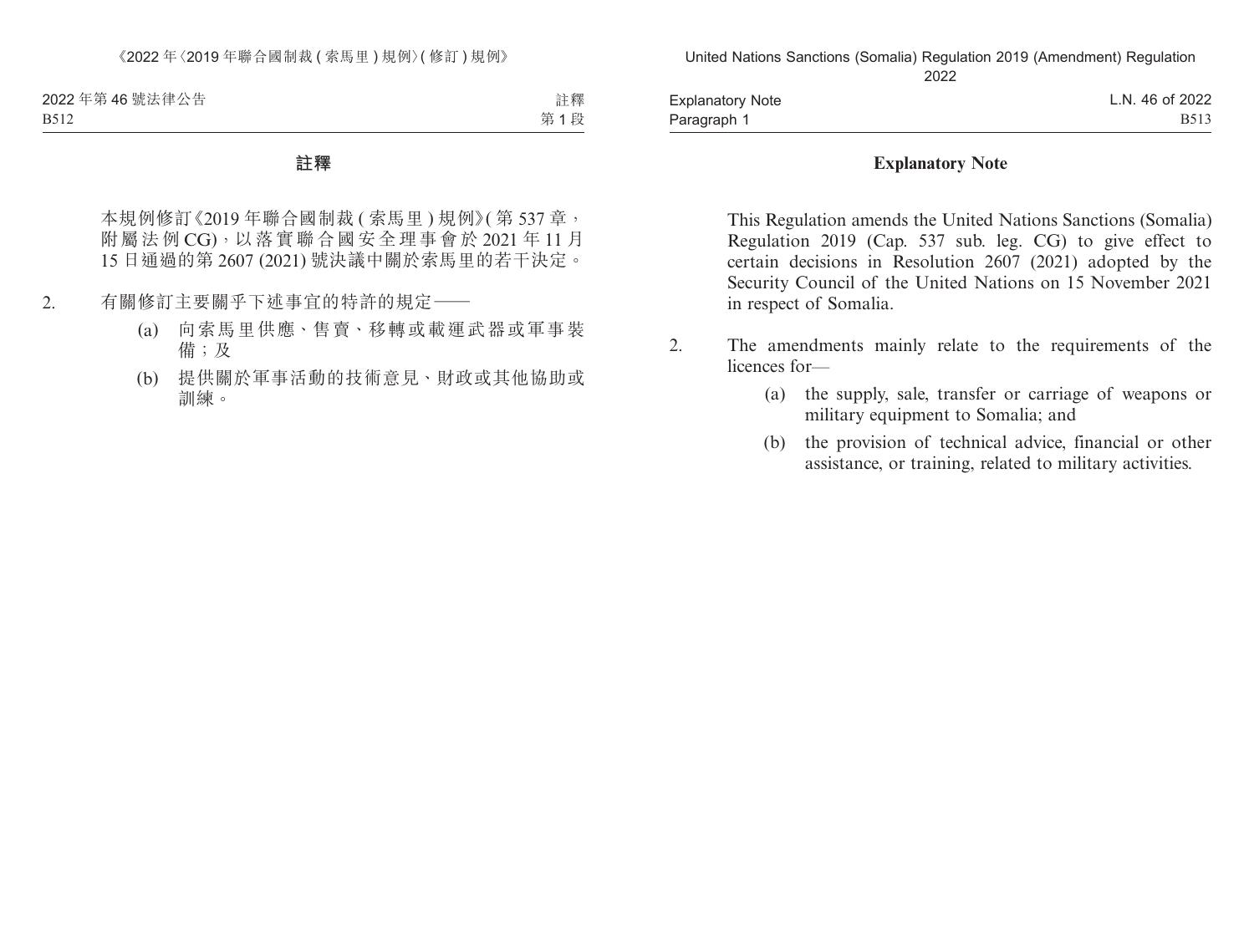## 註釋

本規例修訂《2019 年聯合國制裁 ( 索馬里 ) 規例》( 第 537 章，附屬法例 CG)，以落實聯合國安全理事會於 2021 年 11 月 15 日通過的第 2607 (2021) 號決議中關於索馬里的若干決定。

2. 有關修訂主要關乎下述事宜的特許的規定——

   (a) 向索馬里供應、售賣、移轉或載運武器或軍事裝備；及

   (b) 提供關於軍事活動的技術意見、財政或其他協助或訓練。

## Explanatory Note

This Regulation amends the United Nations Sanctions (Somalia) Regulation 2019 (Cap. 537 sub. leg. CG) to give effect to certain decisions in Resolution 2607 (2021) adopted by the Security Council of the United Nations on 15 November 2021 in respect of Somalia.

2. The amendments mainly relate to the requirements of the licences for—

   (a) the supply, sale, transfer or carriage of weapons or military equipment to Somalia; and

   (b) the provision of technical advice, financial or other assistance, or training, related to military activities.